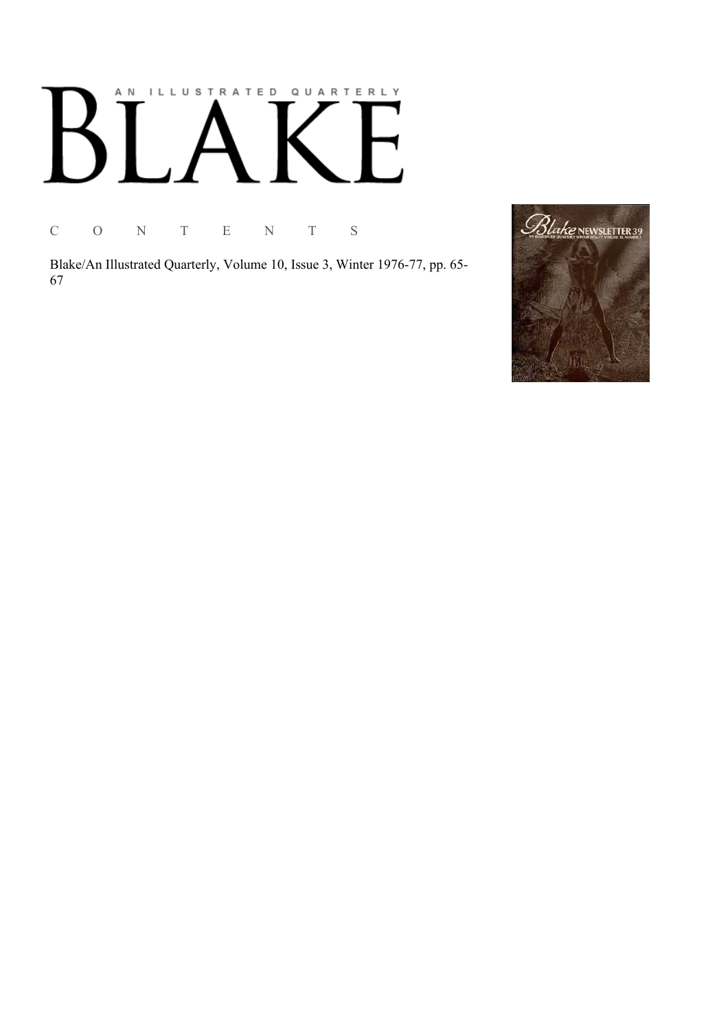# AN ILLUSTRATED QUARTERLY

# BLAKE

C O N T E N T S

Blake/An Illustrated Quarterly, Volume 10, Issue 3, Winter 1976-77, pp. 65-67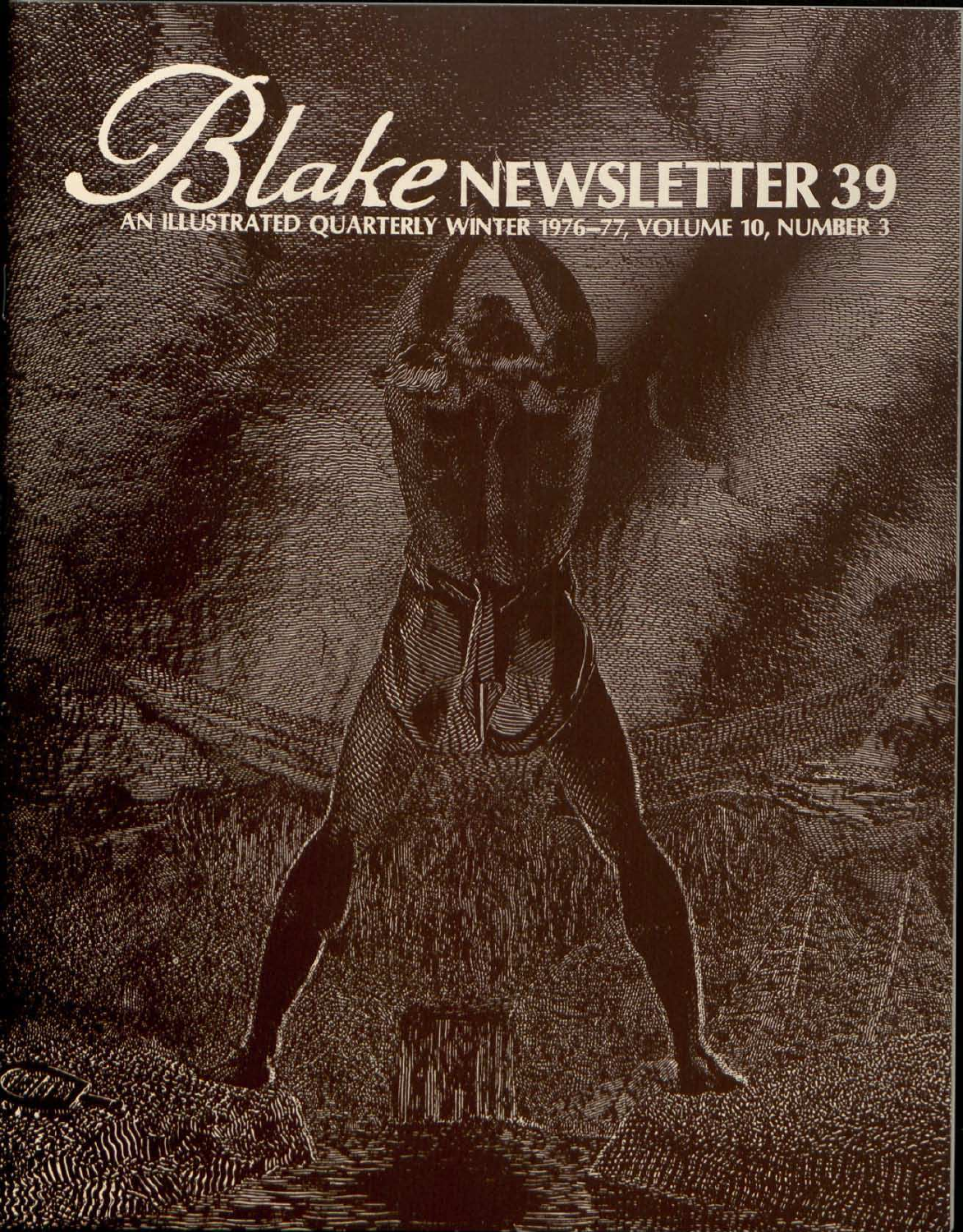# Blake NEWSLETTER 39

AN ILLUSTRATED QUARTERLY WINTER 1976–77, VOLUME 10, NUMBER 3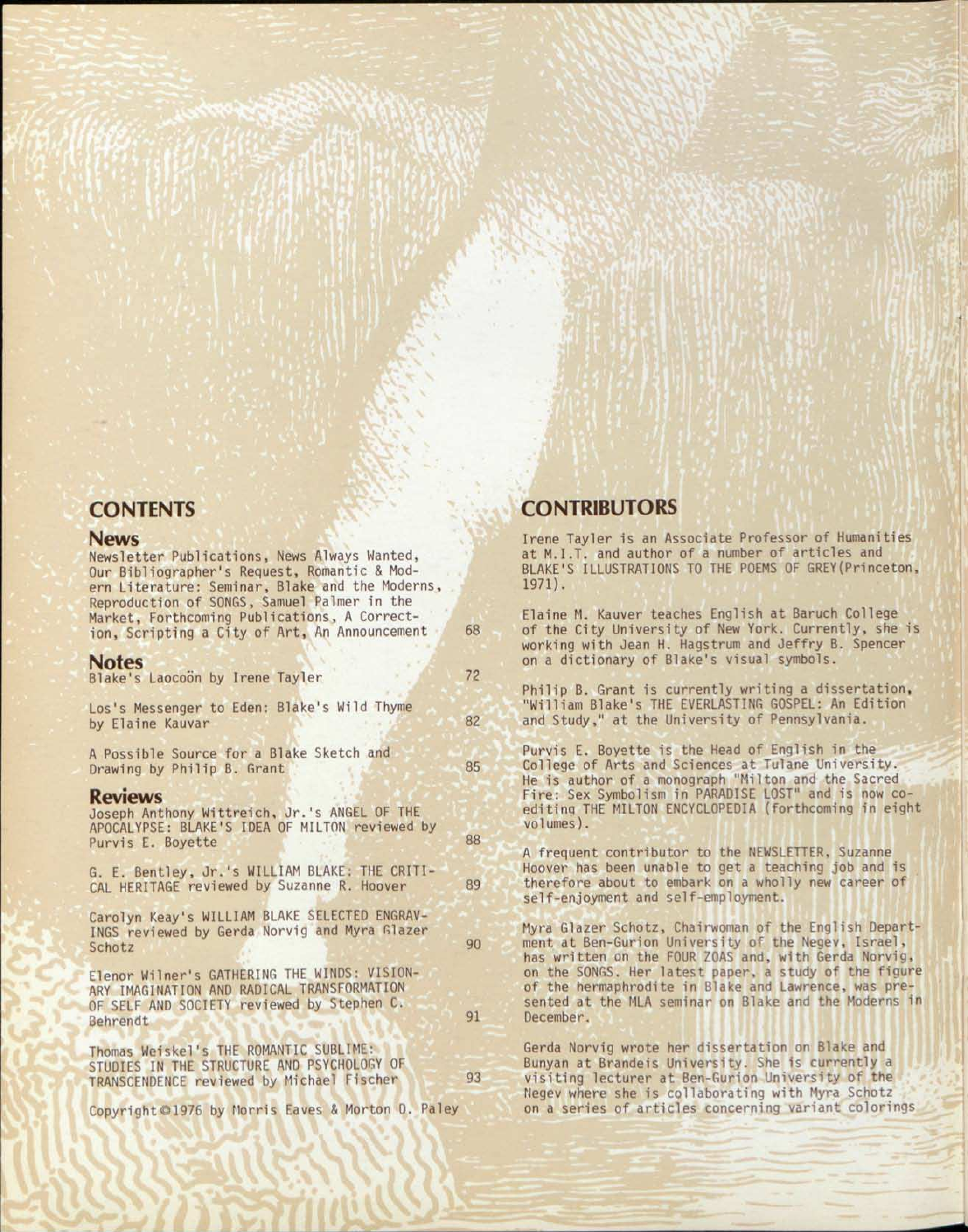## CONTENTS

### News

Newsletter Publications, News Always Wanted, Our Bibliographer's Request, Romantic & Modern Literature: Seminar, Blake and the Moderns, Reproduction of SONGS, Samuel Palmer in the Market, Forthcoming Publications, A Correction, Scripting a City of Art, An Announcement 68

### Notes

Blake's Laocoön by Irene Tayler 72

Los's Messenger to Eden: Blake's Wild Thyme by Elaine Kauvar 82

A Possible Source for a Blake Sketch and Drawing by Philip B. Grant 85

### Reviews

Joseph Anthony Wittreich, Jr.'s ANGEL OF THE APOCALYPSE: BLAKE'S IDEA OF MILTON reviewed by Purvis E. Boyette 88

G. E. Bentley, Jr.'s WILLIAM BLAKE: THE CRITICAL HERITAGE reviewed by Suzanne R. Hoover 89

Carolyn Keay's WILLIAM BLAKE SELECTED ENGRAVINGS reviewed by Gerda Norvig and Myra Glazer Schotz 90

Elenor Wilner's GATHERING THE WINDS: VISIONARY IMAGINATION AND RADICAL TRANSFORMATION OF SELF AND SOCIETY reviewed by Stephen C. Behrendt 91

Thomas Weiskel's THE ROMANTIC SUBLIME: STUDIES IN THE STRUCTURE AND PSYCHOLOGY OF TRANSCENDENCE reviewed by Michael Fischer 93

Copyright©1976 by Morris Eaves & Morton D. Paley

## CONTRIBUTORS

Irene Tayler is an Associate Professor of Humanities at M.I.T. and author of a number of articles and BLAKE'S ILLUSTRATIONS TO THE POEMS OF GREY (Princeton, 1971).

Elaine M. Kauver teaches English at Baruch College of the City University of New York. Currently, she is working with Jean H. Hagstrum and Jeffry B. Spencer on a dictionary of Blake's visual symbols.

Philip B. Grant is currently writing a dissertation, "William Blake's THE EVERLASTING GOSPEL: An Edition and Study," at the University of Pennsylvania.

Purvis E. Boyette is the Head of English in the College of Arts and Sciences at Tulane University. He is author of a monograph "Milton and the Sacred Fire: Sex Symbolism in PARADISE LOST" and is now co-editing THE MILTON ENCYCLOPEDIA (forthcoming in eight volumes).

A frequent contributor to the NEWSLETTER, Suzanne Hoover has been unable to get a teaching job and is therefore about to embark on a wholly new career of self-enjoyment and self-employment.

Myra Glazer Schotz, Chairwoman of the English Department at Ben-Gurion University of the Negev, Israel, has written on the FOUR ZOAS and, with Gerda Norvig, on the SONGS. Her latest paper, a study of the figure of the hermaphrodite in Blake and Lawrence, was presented at the MLA seminar on Blake and the Moderns in December.

Gerda Norvig wrote her dissertation on Blake and Bunyan at Brandeis University. She is currently a visiting lecturer at Ben-Gurion University of the Negev where she is collaborating with Myra Schotz on a series of articles concerning variant colorings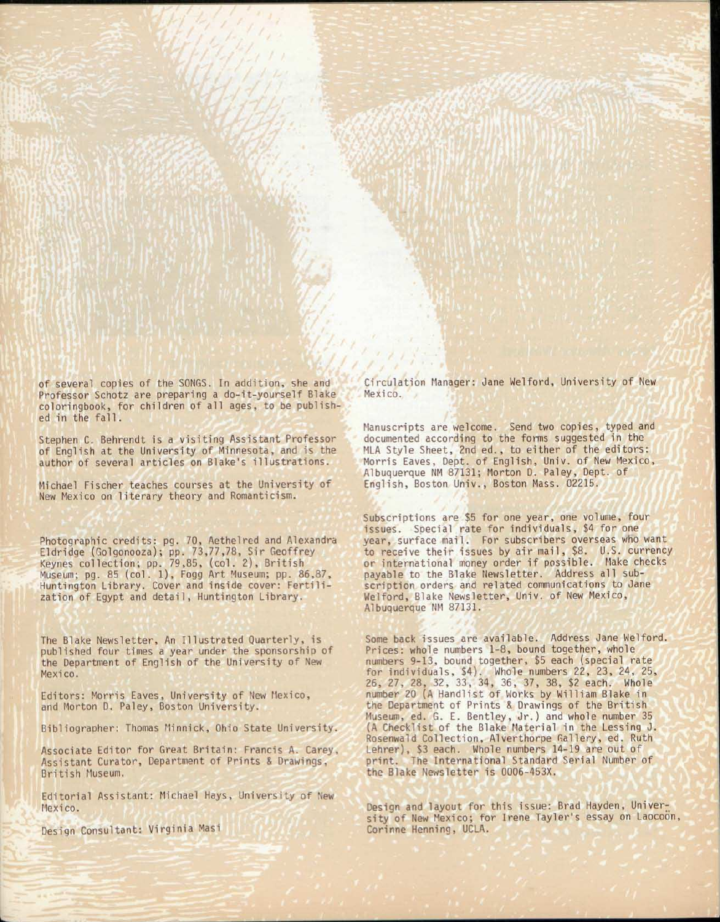of several copies of the SONGS. In addition, she and Professor Schotz are preparing a do-it-yourself Blake coloringbook, for children of all ages, to be published in the fall.

Stephen C. Behrendt is a visiting Assistant Professor of English at the University of Minnesota, and is the author of several articles on Blake's illustrations.

Michael Fischer teaches courses at the University of New Mexico on literary theory and Romanticism.

Photographic credits: pg. 70, Aethelred and Alexandra Eldridge (Golgonooza); pp. 73,77,78, Sir Geoffrey Keynes collection; pp. 79,85, (col. 2), British Museum; pg. 85 (col. 1), Fogg Art Museum; pp. 86,87, Huntington Library. Cover and inside cover: Fertilization of Egypt and detail, Huntington Library.

The Blake Newsletter, An Illustrated Quarterly, is published four times a year under the sponsorship of the Department of English of the University of New Mexico.

Editors: Morris Eaves, University of New Mexico, and Morton D. Paley, Boston University.

Bibliographer: Thomas Minnick, Ohio State University.

Associate Editor for Great Britain: Francis A. Carey, Assistant Curator, Department of Prints & Drawings, British Museum.

Editorial Assistant: Michael Hays, University of New Mexico.

Design Consultant: Virginia Masi

Circulation Manager: Jane Welford, University of New Mexico.

Manuscripts are welcome. Send two copies, typed and documented according to the forms suggested in the MLA Style Sheet, 2nd ed., to either of the editors: Morris Eaves, Dept. of English, Univ. of New Mexico, Albuquerque NM 87131; Morton D. Paley, Dept. of English, Boston Univ., Boston Mass. 02215.

Subscriptions are $5 for one year, one volume, four issues. Special rate for individuals, $4 for one year, surface mail. For subscribers overseas who want to receive their issues by air mail, $8. U.S. currency or international money order if possible. Make checks payable to the Blake Newsletter. Address all subscription orders and related communications to Jane Welford, Blake Newsletter, Univ. of New Mexico, Albuquerque NM 87131.

Some back issues are available. Address Jane Welford. Prices: whole numbers 1-8, bound together, whole numbers 9-13, bound together, $5 each (special rate for individuals, $4). Whole numbers 22, 23, 24, 25, 26, 27, 28, 32, 33, 34, 36, 37, 38, $2 each. Whole number 20 (A Handlist of Works by William Blake in the Department of Prints & Drawings of the British Museum, ed. G. E. Bentley, Jr.) and whole number 35 (A Checklist of the Blake Material in the Lessing J. Rosenwald Collection, Alverthorpe Gallery, ed. Ruth Lehrer), $3 each. Whole numbers 14-19 are out of print. The International Standard Serial Number of the Blake Newsletter is 0006-453X.

Design and layout for this issue: Brad Hayden, University of New Mexico; for Irene Tayler's essay on Laocoön, Corinne Henning, UCLA.